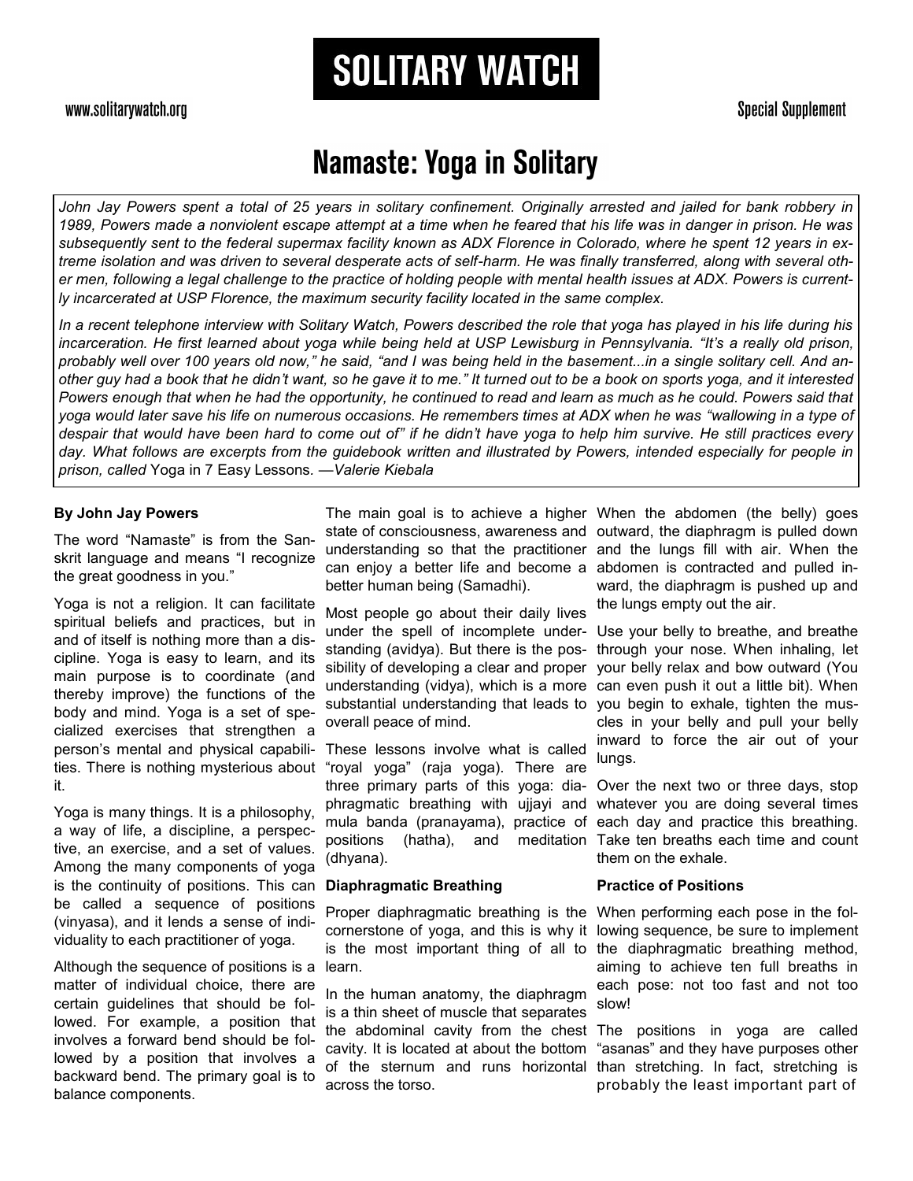# SOLITARY WATCH

www.solitarywatch.org

Special Supplement

## Namaste: Yoga in Solitary

*John Jay Powers spent a total of 25 years in solitary confinement. Originally arrested and jailed for bank robbery in 1989, Powers made a nonviolent escape attempt at a time when he feared that his life was in danger in prison. He was subsequently sent to the federal supermax facility known as ADX Florence in Colorado, where he spent 12 years in extreme isolation and was driven to several desperate acts of self-harm. He was finally transferred, along with several other men, following a legal challenge to the practice of holding people with mental health issues at ADX. Powers is currently incarcerated at USP Florence, the maximum security facility located in the same complex.*

*In a recent telephone interview with Solitary Watch, Powers described the role that yoga has played in his life during his incarceration. He first learned about yoga while being held at USP Lewisburg in Pennsylvania. "It's a really old prison, probably well over 100 years old now," he said, "and I was being held in the basement...in a single solitary cell. And another guy had a book that he didn't want, so he gave it to me." It turned out to be a book on sports yoga, and it interested Powers enough that when he had the opportunity, he continued to read and learn as much as he could. Powers said that yoga would later save his life on numerous occasions. He remembers times at ADX when he was "wallowing in a type of despair that would have been hard to come out of" if he didn't have yoga to help him survive. He still practices every day. What follows are excerpts from the guidebook written and illustrated by Powers, intended especially for people in prison, called* Yoga in 7 Easy Lessons. *—Valerie Kiebala*

**By John Jay Powers**

The word "Namaste" is from the Sanskrit language and means "I recognize the great goodness in you."

Yoga is not a religion. It can facilitate spiritual beliefs and practices, but in and of itself is nothing more than a discipline. Yoga is easy to learn, and its main purpose is to coordinate (and thereby improve) the functions of the body and mind. Yoga is a set of specialized exercises that strengthen a person's mental and physical capabilities. There is nothing mysterious about it.

Yoga is many things. It is a philosophy, a way of life, a discipline, a perspective, an exercise, and a set of values. Among the many components of yoga is the continuity of positions. This can be called a sequence of positions (vinyasa), and it lends a sense of individuality to each practitioner of yoga.

Although the sequence of positions is a matter of individual choice, there are certain guidelines that should be followed. For example, a position that involves a forward bend should be followed by a position that involves a backward bend. The primary goal is to balance components.

The main goal is to achieve a higher state of consciousness, awareness and understanding so that the practitioner can enjoy a better life and become a better human being (Samadhi).

Most people go about their daily lives under the spell of incomplete understanding (avidya). But there is the possibility of developing a clear and proper understanding (vidya), which is a more substantial understanding that leads to overall peace of mind.

These lessons involve what is called "royal yoga" (raja yoga). There are three primary parts of this yoga: diaphragmatic breathing with ujjayi and mula banda (pranayama), practice of positions (hatha), and meditation (dhyana).

**Diaphragmatic Breathing**

Proper diaphragmatic breathing is the cornerstone of yoga, and this is why it is the most important thing of all to learn.

In the human anatomy, the diaphragm is a thin sheet of muscle that separates the abdominal cavity from the chest cavity. It is located at about the bottom of the sternum and runs horizontal across the torso.

When the abdomen (the belly) goes outward, the diaphragm is pulled down and the lungs fill with air. When the abdomen is contracted and pulled inward, the diaphragm is pushed up and the lungs empty out the air.

Use your belly to breathe, and breathe through your nose. When inhaling, let your belly relax and bow outward (You can even push it out a little bit). When you begin to exhale, tighten the muscles in your belly and pull your belly inward to force the air out of your lungs.

Over the next two or three days, stop whatever you are doing several times each day and practice this breathing. Take ten breaths each time and count them on the exhale.

**Practice of Positions**

When performing each pose in the following sequence, be sure to implement the diaphragmatic breathing method, aiming to achieve ten full breaths in each pose: not too fast and not too slow!

The positions in yoga are called "asanas" and they have purposes other than stretching. In fact, stretching is probably the least important part of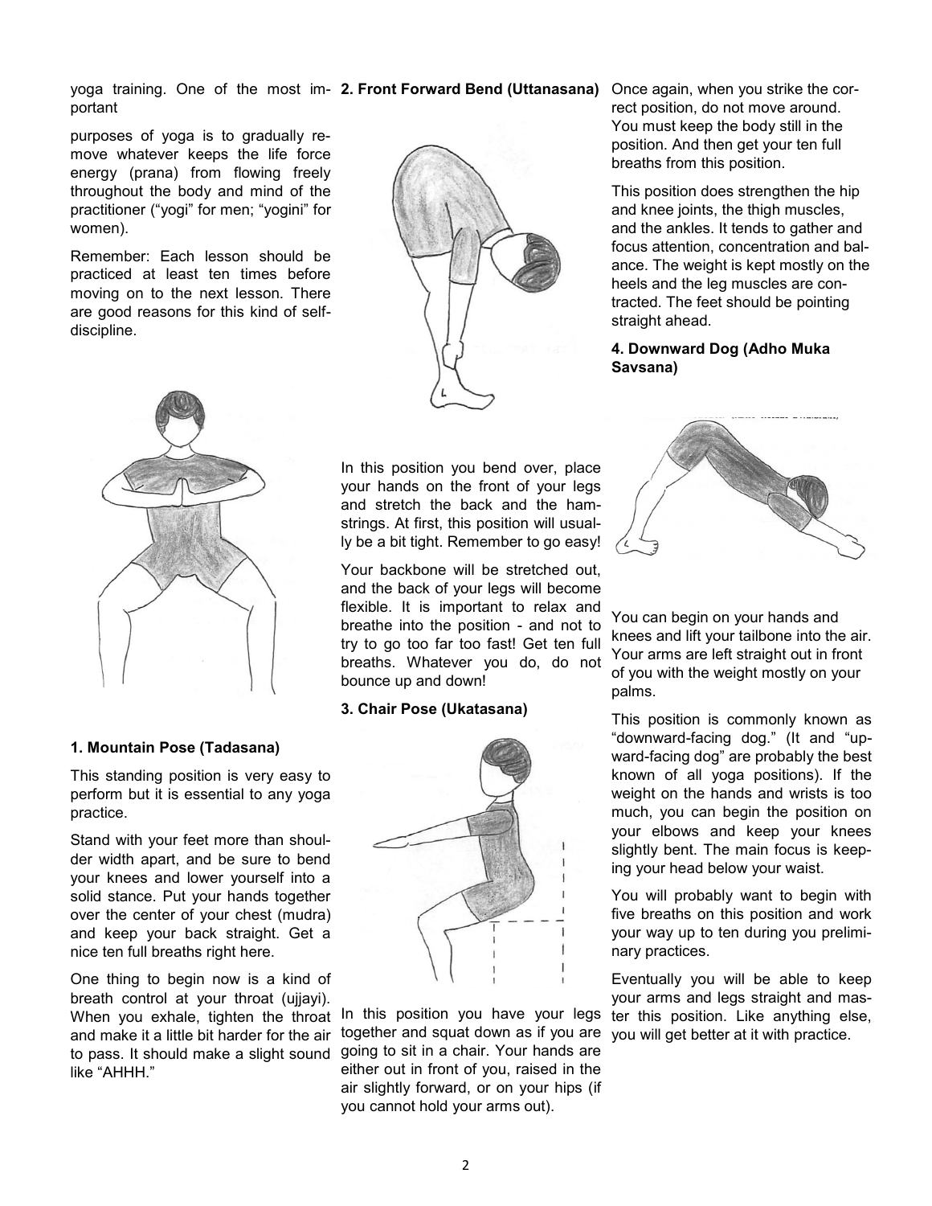yoga training. One of the most important purposes of yoga is to gradually remove whatever keeps the life force energy (prana) from flowing freely throughout the body and mind of the practitioner ("yogi" for men; "yogini" for women).

Remember: Each lesson should be practiced at least ten times before moving on to the next lesson. There are good reasons for this kind of self-discipline.

**1. Mountain Pose (Tadasana)**

This standing position is very easy to perform but it is essential to any yoga practice.

Stand with your feet more than shoulder width apart, and be sure to bend your knees and lower yourself into a solid stance. Put your hands together over the center of your chest (mudra) and keep your back straight. Get a nice ten full breaths right here.

One thing to begin now is a kind of breath control at your throat (ujjayi). When you exhale, tighten the throat and make it a little bit harder for the air to pass. It should make a slight sound like "AHHH."

**2. Front Forward Bend (Uttanasana)**

In this position you bend over, place your hands on the front of your legs and stretch the back and the hamstrings. At first, this position will usually be a bit tight. Remember to go easy!

Your backbone will be stretched out, and the back of your legs will become flexible. It is important to relax and breathe into the position - and not to try to go too far too fast! Get ten full breaths. Whatever you do, do not bounce up and down!

**3. Chair Pose (Ukatasana)**

In this position you have your legs together and squat down as if you are going to sit in a chair. Your hands are either out in front of you, raised in the air slightly forward, or on your hips (if you cannot hold your arms out).

Once again, when you strike the correct position, do not move around. You must keep the body still in the position. And then get your ten full breaths from this position.

This position does strengthen the hip and knee joints, the thigh muscles, and the ankles. It tends to gather and focus attention, concentration and balance. The weight is kept mostly on the heels and the leg muscles are contracted. The feet should be pointing straight ahead.

**4. Downward Dog (Adho Muka Savsana)**

You can begin on your hands and knees and lift your tailbone into the air. Your arms are left straight out in front of you with the weight mostly on your palms.

This position is commonly known as "downward-facing dog." (It and "upward-facing dog" are probably the best known of all yoga positions). If the weight on the hands and wrists is too much, you can begin the position on your elbows and keep your knees slightly bent. The main focus is keeping your head below your waist.

You will probably want to begin with five breaths on this position and work your way up to ten during you preliminary practices.

Eventually you will be able to keep your arms and legs straight and master this position. Like anything else, you will get better at it with practice.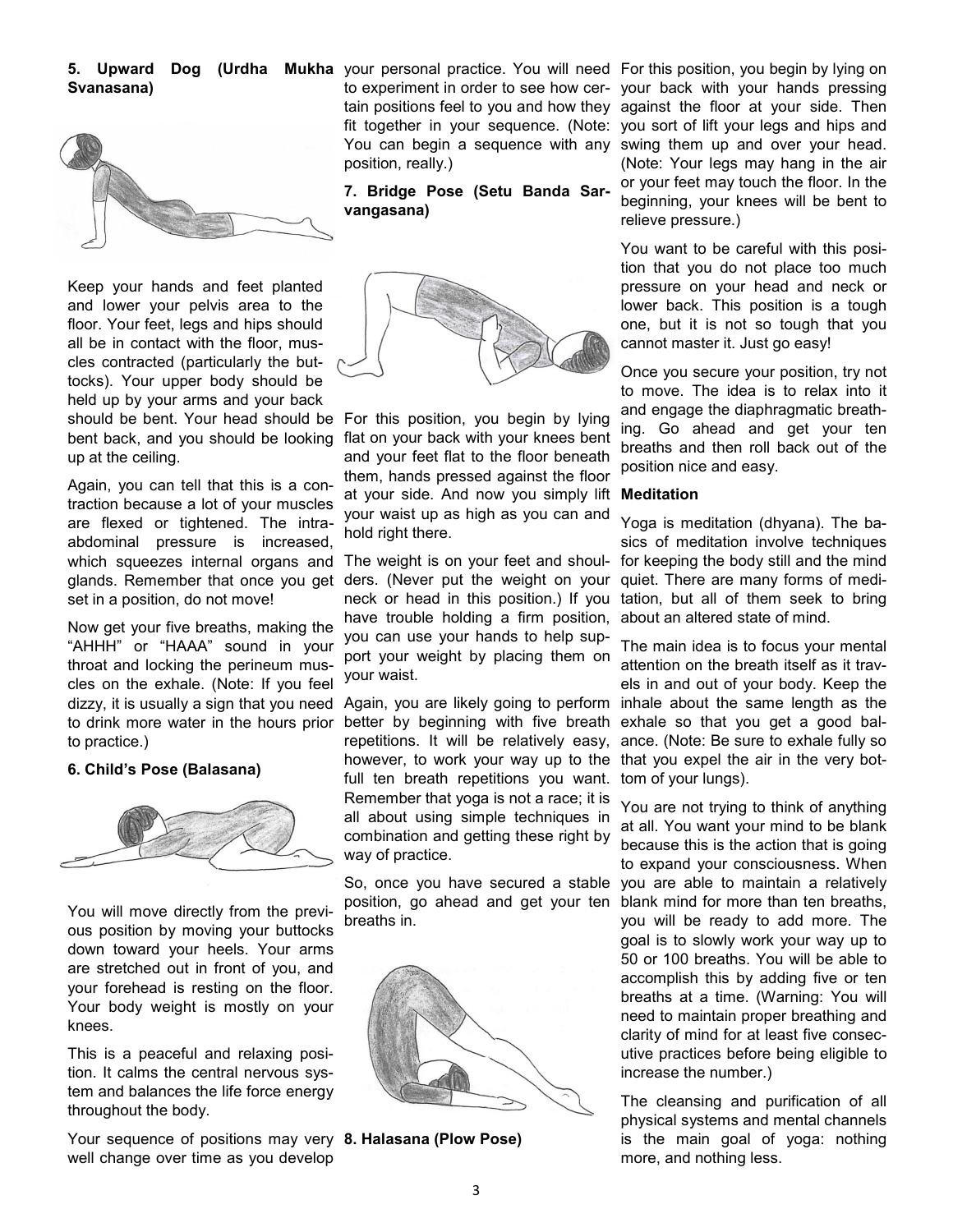### 5. Upward Dog (Urdha Mukha Svanasana)

Keep your hands and feet planted and lower your pelvis area to the floor. Your feet, legs and hips should all be in contact with the floor, muscles contracted (particularly the buttocks). Your upper body should be held up by your arms and your back should be bent. Your head should be bent back, and you should be looking up at the ceiling.

Again, you can tell that this is a contraction because a lot of your muscles are flexed or tightened. The intra-abdominal pressure is increased, which squeezes internal organs and glands. Remember that once you get set in a position, do not move!

Now get your five breaths, making the "AHHH" or "HAAA" sound in your throat and locking the perineum muscles on the exhale. (Note: If you feel dizzy, it is usually a sign that you need to drink more water in the hours prior to practice.)

### 6. Child's Pose (Balasana)

You will move directly from the previous position by moving your buttocks down toward your heels. Your arms are stretched out in front of you, and your forehead is resting on the floor. Your body weight is mostly on your knees.

This is a peaceful and relaxing position. It calms the central nervous system and balances the life force energy throughout the body.

Your sequence of positions may very well change over time as you develop your personal practice. You will need to experiment in order to see how certain positions feel to you and how they fit together in your sequence. (Note: You can begin a sequence with any position, really.)

### 7. Bridge Pose (Setu Banda Sarvangasana)

For this position, you begin by lying flat on your back with your knees bent and your feet flat to the floor beneath them, hands pressed against the floor at your side. And now you simply lift your waist up as high as you can and hold right there.

The weight is on your feet and shoulders. (Never put the weight on your neck or head in this position.) If you have trouble holding a firm position, you can use your hands to help support your weight by placing them on your waist.

Again, you are likely going to perform better by beginning with five breath repetitions. It will be relatively easy, however, to work your way up to the full ten breath repetitions you want. Remember that yoga is not a race; it is all about using simple techniques in combination and getting these right by way of practice.

So, once you have secured a stable position, go ahead and get your ten breaths in.

### 8. Halasana (Plow Pose)

For this position, you begin by lying on your back with your hands pressing against the floor at your side. Then you sort of lift your legs and hips and swing them up and over your head. (Note: Your legs may hang in the air or your feet may touch the floor. In the beginning, your knees will be bent to relieve pressure.)

You want to be careful with this position that you do not place too much pressure on your head and neck or lower back. This position is a tough one, but it is not so tough that you cannot master it. Just go easy!

Once you secure your position, try not to move. The idea is to relax into it and engage the diaphragmatic breathing. Go ahead and get your ten breaths and then roll back out of the position nice and easy.

### Meditation

Yoga is meditation (dhyana). The basics of meditation involve techniques for keeping the body still and the mind quiet. There are many forms of meditation, but all of them seek to bring about an altered state of mind.

The main idea is to focus your mental attention on the breath itself as it travels in and out of your body. Keep the inhale about the same length as the exhale so that you get a good balance. (Note: Be sure to exhale fully so that you expel the air in the very bottom of your lungs).

You are not trying to think of anything at all. You want your mind to be blank because this is the action that is going to expand your consciousness. When you are able to maintain a relatively blank mind for more than ten breaths, you will be ready to add more. The goal is to slowly work your way up to 50 or 100 breaths. You will be able to accomplish this by adding five or ten breaths at a time. (Warning: You will need to maintain proper breathing and clarity of mind for at least five consecutive practices before being eligible to increase the number.)

The cleansing and purification of all physical systems and mental channels is the main goal of yoga: nothing more, and nothing less.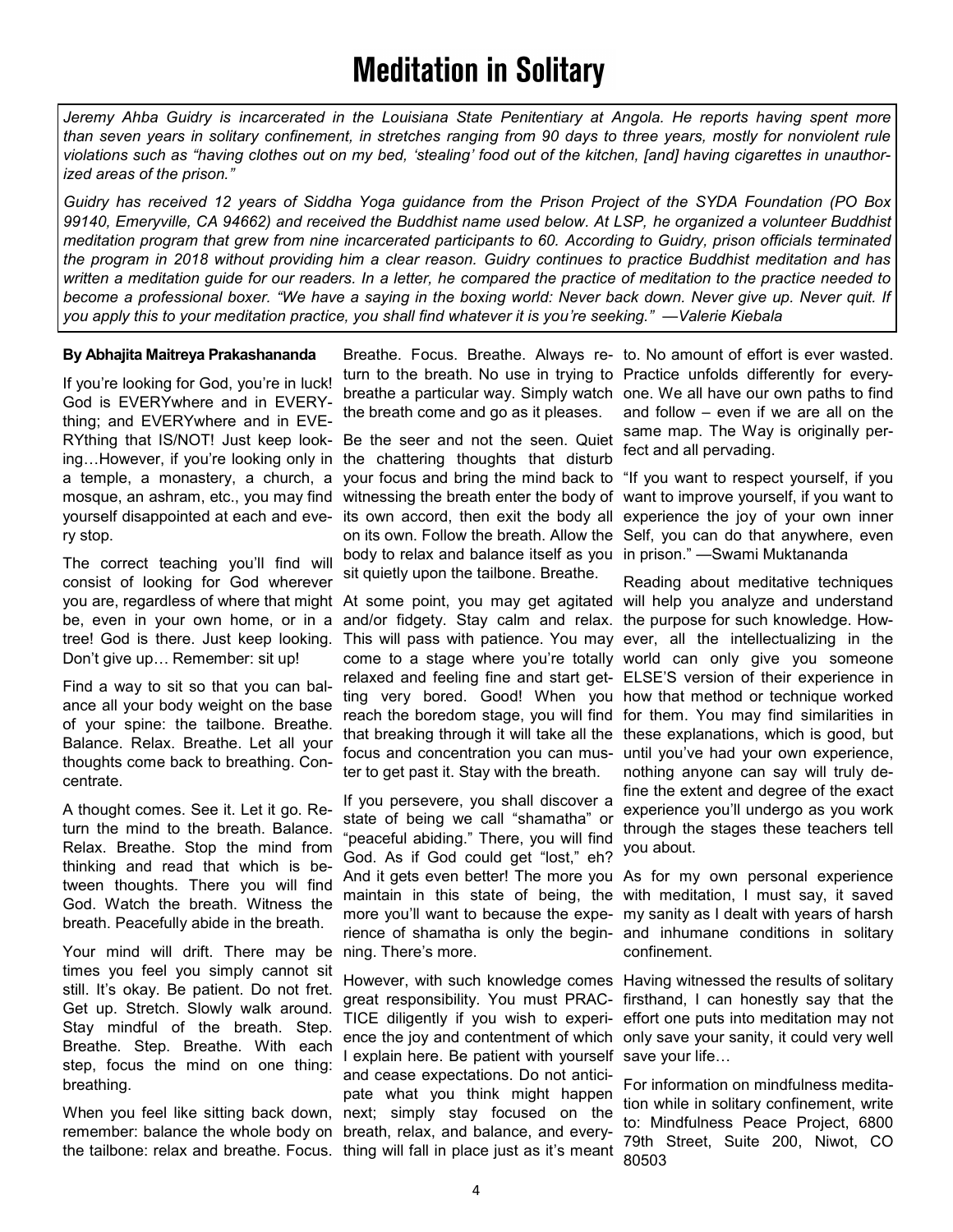# Meditation in Solitary

*Jeremy Ahba Guidry is incarcerated in the Louisiana State Penitentiary at Angola. He reports having spent more than seven years in solitary confinement, in stretches ranging from 90 days to three years, mostly for nonviolent rule violations such as "having clothes out on my bed, 'stealing' food out of the kitchen, [and] having cigarettes in unauthorized areas of the prison."*

*Guidry has received 12 years of Siddha Yoga guidance from the Prison Project of the SYDA Foundation (PO Box 99140, Emeryville, CA 94662) and received the Buddhist name used below. At LSP, he organized a volunteer Buddhist meditation program that grew from nine incarcerated participants to 60. According to Guidry, prison officials terminated the program in 2018 without providing him a clear reason. Guidry continues to practice Buddhist meditation and has written a meditation guide for our readers. In a letter, he compared the practice of meditation to the practice needed to become a professional boxer. "We have a saying in the boxing world: Never back down. Never give up. Never quit. If you apply this to your meditation practice, you shall find whatever it is you're seeking." —Valerie Kiebala*

**By Abhajita Maitreya Prakashananda**

If you're looking for God, you're in luck! God is EVERYwhere and in EVERYthing; and EVERYwhere and in EVERYthing that IS/NOT! Just keep looking…However, if you're looking only in a temple, a monastery, a church, a mosque, an ashram, etc., you may find yourself disappointed at each and every stop.

The correct teaching you'll find will consist of looking for God wherever you are, regardless of where that might be, even in your own home, or in a tree! God is there. Just keep looking. Don't give up… Remember: sit up!

Find a way to sit so that you can balance all your body weight on the base of your spine: the tailbone. Breathe. Balance. Relax. Breathe. Let all your thoughts come back to breathing. Concentrate.

A thought comes. See it. Let it go. Return the mind to the breath. Balance. Relax. Breathe. Stop the mind from thinking and read that which is between thoughts. There you will find God. Watch the breath. Witness the breath. Peacefully abide in the breath.

Your mind will drift. There may be times you feel you simply cannot sit still. It's okay. Be patient. Do not fret. Get up. Stretch. Slowly walk around. Stay mindful of the breath. Step. Breathe. Step. Breathe. With each step, focus the mind on one thing: breathing.

When you feel like sitting back down, remember: balance the whole body on the tailbone: relax and breathe. Focus. Breathe. Focus. Breathe. Always return to the breath. No use in trying to breathe a particular way. Simply watch the breath come and go as it pleases.

Be the seer and not the seen. Quiet the chattering thoughts that disturb your focus and bring the mind back to witnessing the breath enter the body of its own accord, then exit the body all on its own. Follow the breath. Allow the body to relax and balance itself as you sit quietly upon the tailbone. Breathe.

At some point, you may get agitated and/or fidgety. Stay calm and relax. This will pass with patience. You may come to a stage where you're totally relaxed and feeling fine and start getting very bored. Good! When you reach the boredom stage, you will find that breaking through it will take all the focus and concentration you can muster to get past it. Stay with the breath.

If you persevere, you shall discover a state of being we call "shamatha" or "peaceful abiding." There, you will find God. As if God could get "lost," eh? And it gets even better! The more you maintain in this state of being, the more you'll want to because the experience of shamatha is only the beginning. There's more.

However, with such knowledge comes great responsibility. You must PRACTICE diligently if you wish to experience the joy and contentment of which I explain here. Be patient with yourself and cease expectations. Do not anticipate what you think might happen next; simply stay focused on the breath, relax, and balance, and everything will fall in place just as it's meant to. No amount of effort is ever wasted. Practice unfolds differently for everyone. We all have our own paths to find and follow – even if we are all on the same map. The Way is originally perfect and all pervading.

"If you want to respect yourself, if you want to improve yourself, if you want to experience the joy of your own inner Self, you can do that anywhere, even in prison." —Swami Muktananda

Reading about meditative techniques will help you analyze and understand the purpose for such knowledge. However, all the intellectualizing in the world can only give you someone ELSE'S version of their experience in how that method or technique worked for them. You may find similarities in these explanations, which is good, but until you've had your own experience, nothing anyone can say will truly define the extent and degree of the exact experience you'll undergo as you work through the stages these teachers tell you about.

As for my own personal experience with meditation, I must say, it saved my sanity as I dealt with years of harsh and inhumane conditions in solitary confinement.

Having witnessed the results of solitary firsthand, I can honestly say that the effort one puts into meditation may not only save your sanity, it could very well save your life…

For information on mindfulness meditation while in solitary confinement, write to: Mindfulness Peace Project, 6800 79th Street, Suite 200, Niwot, CO 80503